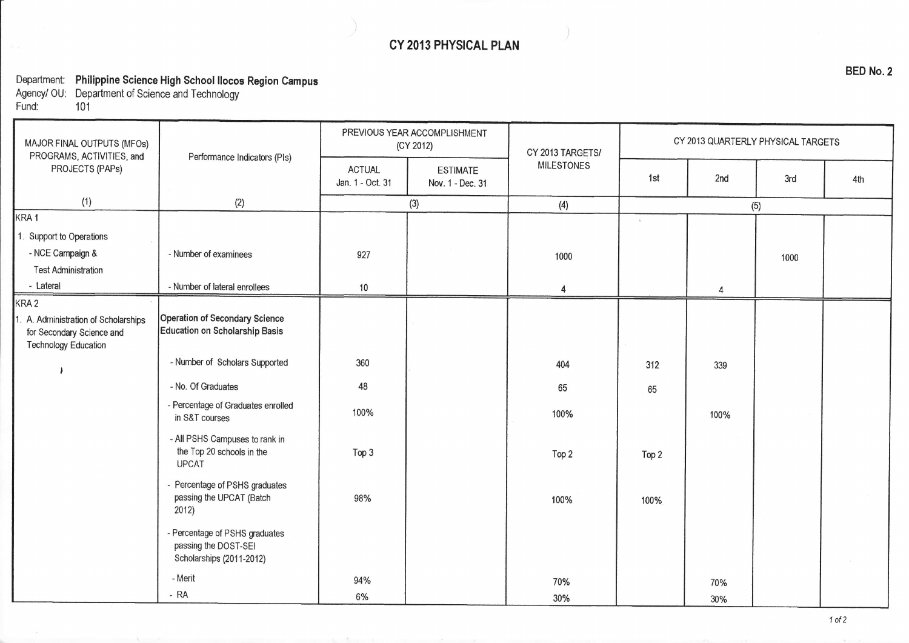# CY 2013 PHYSICAL PLAN

**BED No. 2**

Department: **Philippine Science High School Ilocos Region Campus**
Agency/ OU: Department of Science and Technology
Fund: 101

| MAJOR FINAL OUTPUTS (MFOs) PROGRAMS, ACTIVITIES, and PROJECTS (PAPs) | Performance Indicators (PIs) | PREVIOUS YEAR ACCOMPLISHMENT (CY 2012) | | CY 2013 TARGETS/ MILESTONES | CY 2013 QUARTERLY PHYSICAL TARGETS | | | |
|---|---|---|---|---|---|---|---|---|
| | | ACTUAL Jan. 1 - Oct. 31 | ESTIMATE Nov. 1 - Dec. 31 | | 1st | 2nd | 3rd | 4th |
| (1) | (2) | (3) | | (4) | (5) | | | |
| KRA 1 | | | | | | | | |
| 1. Support to Operations | | | | | | | | |
| - NCE Campaign & Test Administration | - Number of examinees | 927 | | 1000 | | | 1000 | |
| - Lateral | - Number of lateral enrollees | 10 | | 4 | | 4 | | |
| KRA 2 | | | | | | | | |
| 1. A. Administration of Scholarships for Secondary Science and Technology Education | **Operation of Secondary Science Education on Scholarship Basis** | | | | | | | |
| | - Number of Scholars Supported | 360 | | 404 | 312 | 339 | | |
| | - No. Of Graduates | 48 | | 65 | 65 | | | |
| | - Percentage of Graduates enrolled in S&T courses | 100% | | 100% | | 100% | | |
| | - All PSHS Campuses to rank in the Top 20 schools in the UPCAT | Top 3 | | Top 2 | Top 2 | | | |
| | - Percentage of PSHS graduates passing the UPCAT (Batch 2012) | 98% | | 100% | 100% | | | |
| | - Percentage of PSHS graduates passing the DOST-SEI Scholarships (2011-2012) | | | | | | | |
| | - Merit | 94% | | 70% | | 70% | | |
| | - RA | 6% | | 30% | | 30% | | |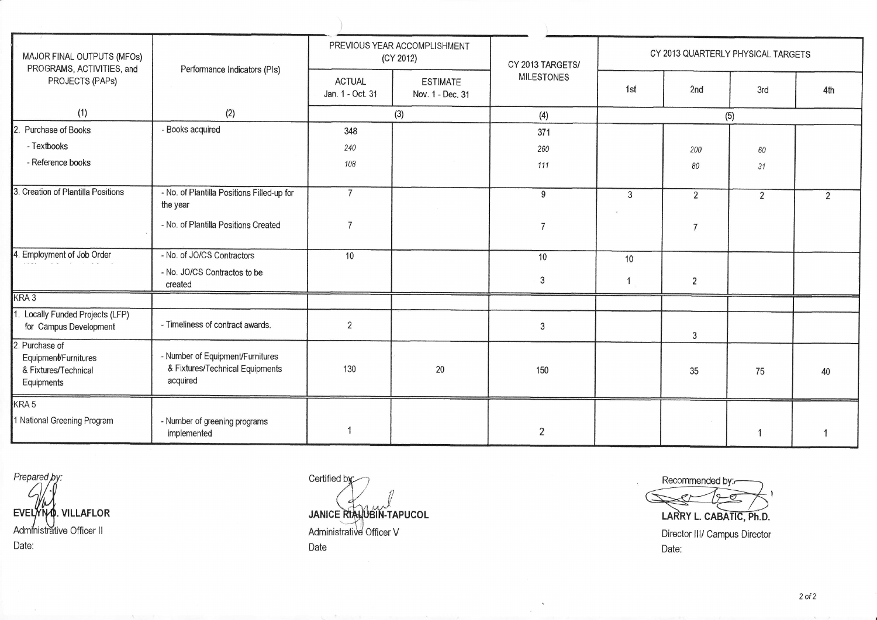| MAJOR FINAL OUTPUTS (MFOs) PROGRAMS, ACTIVITIES, and PROJECTS (PAPs) | Performance Indicators (PIs) | PREVIOUS YEAR ACCOMPLISHMENT (CY 2012) | | CY 2013 TARGETS/ MILESTONES | CY 2013 QUARTERLY PHYSICAL TARGETS | | | |
|---|---|---|---|---|---|---|---|---|
| | | ACTUAL Jan. 1 - Oct. 31 | ESTIMATE Nov. 1 - Dec. 31 | | 1st | 2nd | 3rd | 4th |
| (1) | (2) | (3) | | (4) | (5) | | | |
| 2. Purchase of Books | - Books acquired | 348 | | 371 | | | | |
| - Textbooks | | *240* | | *260* | | *200* | *60* | |
| - Reference books | | *108* | | *111* | | *80* | *31* | |
| 3. Creation of Plantilla Positions | - No. of Plantilla Positions Filled-up for the year | 7 | | 9 | 3 | 2 | 2 | 2 |
| | - No. of Plantilla Positions Created | 7 | | 7 | | 7 | | |
| 4. Employment of Job Order | - No. of JO/CS Contractors | 10 | | 10 | 10 | | | |
| | - No. JO/CS Contractos to be created | | | 3 | 1 | 2 | | |
| KRA 3 | | | | | | | | |
| 1. Locally Funded Projects (LFP) for Campus Development | - Timeliness of contract awards. | 2 | | 3 | | 3 | | |
| 2. Purchase of Equipment/Furnitures & Fixtures/Technical Equipments | - Number of Equipment/Furnitures & Fixtures/Technical Equipments acquired | 130 | 20 | 150 | | 35 | 75 | 40 |
| KRA 5 | | | | | | | | |
| 1 National Greening Program | - Number of greening programs implemented | 1 | | 2 | | | 1 | 1 |

*Prepared by:*

**EVELYN D. VILLAFLOR**
Administrative Officer II
Date:

Certified by:

**JANICE RIALUBIN-TAPUCOL**
Administrative Officer V
Date

Recommended by:

**LARRY L. CABATIC, Ph.D.**
Director III/ Campus Director
Date: